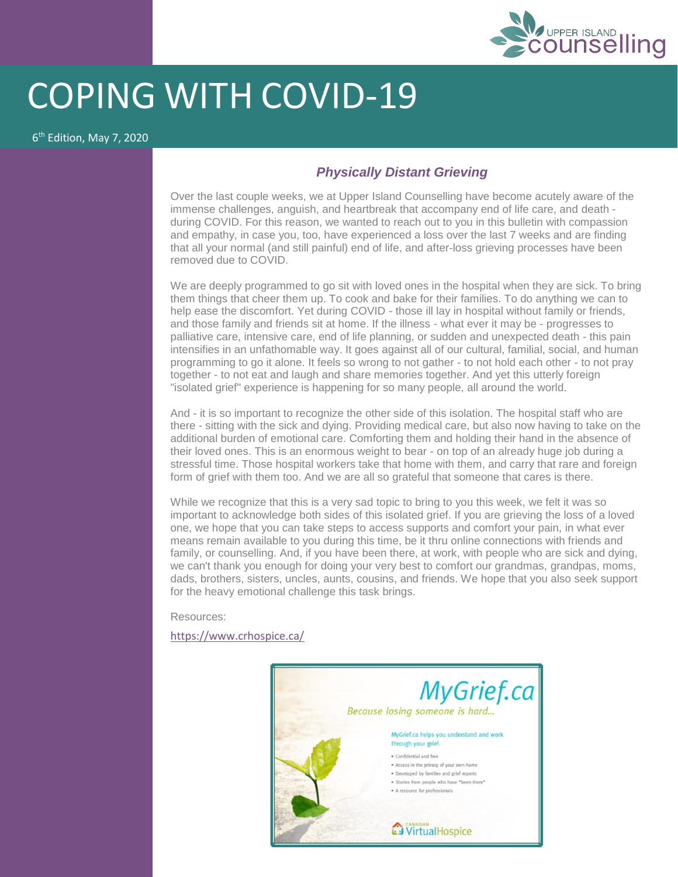# COPING WITH COVID-19

6th Edition, May 7, 2020

### *Physically Distant Grieving*

Over the last couple weeks, we at Upper Island Counselling have become acutely aware of the immense challenges, anguish, and heartbreak that accompany end of life care, and death - during COVID. For this reason, we wanted to reach out to you in this bulletin with compassion and empathy, in case you, too, have experienced a loss over the last 7 weeks and are finding that all your normal (and still painful) end of life, and after-loss grieving processes have been removed due to COVID.

We are deeply programmed to go sit with loved ones in the hospital when they are sick. To bring them things that cheer them up. To cook and bake for their families. To do anything we can to help ease the discomfort. Yet during COVID - those ill lay in hospital without family or friends, and those family and friends sit at home. If the illness - what ever it may be - progresses to palliative care, intensive care, end of life planning, or sudden and unexpected death - this pain intensifies in an unfathomable way. It goes against all of our cultural, familial, social, and human programming to go it alone. It feels so wrong to not gather - to not hold each other - to not pray together - to not eat and laugh and share memories together. And yet this utterly foreign "isolated grief" experience is happening for so many people, all around the world.

And - it is so important to recognize the other side of this isolation. The hospital staff who are there - sitting with the sick and dying. Providing medical care, but also now having to take on the additional burden of emotional care. Comforting them and holding their hand in the absence of their loved ones. This is an enormous weight to bear - on top of an already huge job during a stressful time. Those hospital workers take that home with them, and carry that rare and foreign form of grief with them too. And we are all so grateful that someone that cares is there.

While we recognize that this is a very sad topic to bring to you this week, we felt it was so important to acknowledge both sides of this isolated grief. If you are grieving the loss of a loved one, we hope that you can take steps to access supports and comfort your pain, in what ever means remain available to you during this time, be it thru online connections with friends and family, or counselling. And, if you have been there, at work, with people who are sick and dying, we can't thank you enough for doing your very best to comfort our grandmas, grandpas, moms, dads, brothers, sisters, uncles, aunts, cousins, and friends. We hope that you also seek support for the heavy emotional challenge this task brings.

Resources:

https://www.crhospice.ca/

MyGrief.ca

*Because losing someone is hard...*

MyGrief.ca helps you understand and work through your grief.

- Confidential and free
- Access in the privacy of your own home
- Developed by families and grief experts
- Stories from people who have "been there"
- A resource for professionals

Canadian Virtual Hospice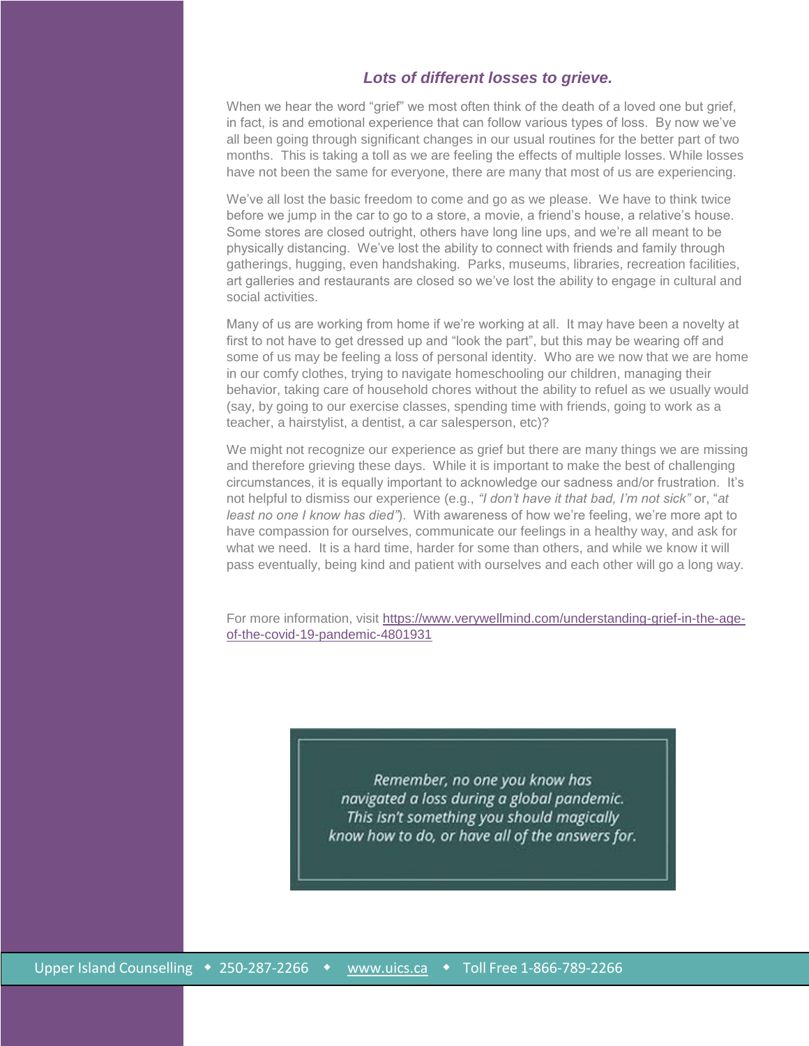### *Lots of different losses to grieve.*

When we hear the word "grief" we most often think of the death of a loved one but grief, in fact, is and emotional experience that can follow various types of loss. By now we've all been going through significant changes in our usual routines for the better part of two months. This is taking a toll as we are feeling the effects of multiple losses. While losses have not been the same for everyone, there are many that most of us are experiencing.

We've all lost the basic freedom to come and go as we please. We have to think twice before we jump in the car to go to a store, a movie, a friend's house, a relative's house. Some stores are closed outright, others have long line ups, and we're all meant to be physically distancing. We've lost the ability to connect with friends and family through gatherings, hugging, even handshaking. Parks, museums, libraries, recreation facilities, art galleries and restaurants are closed so we've lost the ability to engage in cultural and social activities.

Many of us are working from home if we're working at all. It may have been a novelty at first to not have to get dressed up and "look the part", but this may be wearing off and some of us may be feeling a loss of personal identity. Who are we now that we are home in our comfy clothes, trying to navigate homeschooling our children, managing their behavior, taking care of household chores without the ability to refuel as we usually would (say, by going to our exercise classes, spending time with friends, going to work as a teacher, a hairstylist, a dentist, a car salesperson, etc)?

We might not recognize our experience as grief but there are many things we are missing and therefore grieving these days. While it is important to make the best of challenging circumstances, it is equally important to acknowledge our sadness and/or frustration. It's not helpful to dismiss our experience (e.g., *"I don't have it that bad, I'm not sick"* or, "*at least no one I know has died"*). With awareness of how we're feeling, we're more apt to have compassion for ourselves, communicate our feelings in a healthy way, and ask for what we need. It is a hard time, harder for some than others, and while we know it will pass eventually, being kind and patient with ourselves and each other will go a long way.

For more information, visit https://www.verywellmind.com/understanding-grief-in-the-age-of-the-covid-19-pandemic-4801931

> *Remember, no one you know has navigated a loss during a global pandemic. This isn't something you should magically know how to do, or have all of the answers for.*

Upper Island Counselling • 250-287-2266 • www.uics.ca • Toll Free 1-866-789-2266